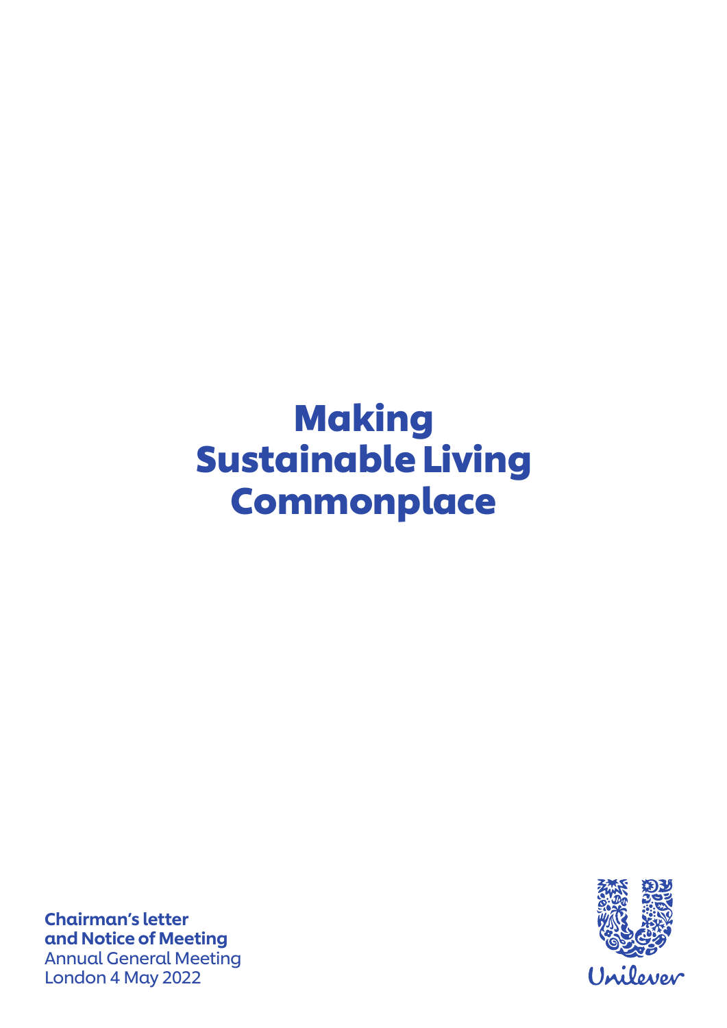# Making Sustainable Living Commonplace

**Chairman's letter and Notice of Meeting**
Annual General Meeting
London 4 May 2022

Unilever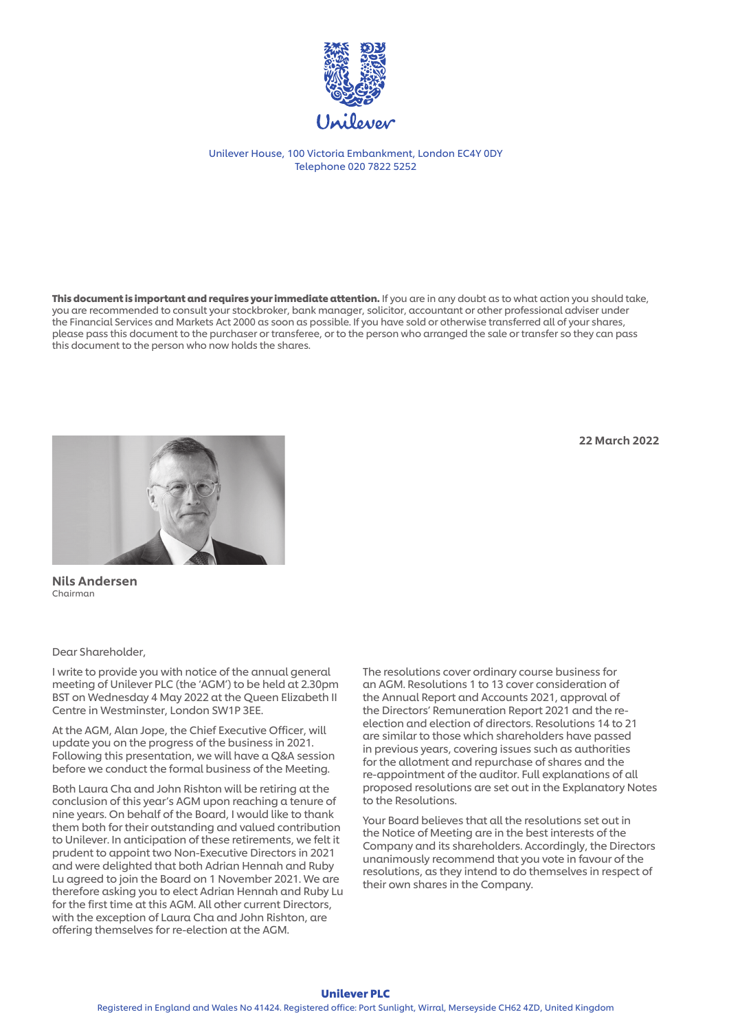Unilever

Unilever House, 100 Victoria Embankment, London EC4Y 0DY
Telephone 020 7822 5252

**This document is important and requires your immediate attention.** If you are in any doubt as to what action you should take, you are recommended to consult your stockbroker, bank manager, solicitor, accountant or other professional adviser under the Financial Services and Markets Act 2000 as soon as possible. If you have sold or otherwise transferred all of your shares, please pass this document to the purchaser or transferee, or to the person who arranged the sale or transfer so they can pass this document to the person who now holds the shares.

**22 March 2022**

**Nils Andersen**
Chairman

Dear Shareholder,

I write to provide you with notice of the annual general meeting of Unilever PLC (the 'AGM') to be held at 2.30pm BST on Wednesday 4 May 2022 at the Queen Elizabeth II Centre in Westminster, London SW1P 3EE.

At the AGM, Alan Jope, the Chief Executive Officer, will update you on the progress of the business in 2021. Following this presentation, we will have a Q&A session before we conduct the formal business of the Meeting.

Both Laura Cha and John Rishton will be retiring at the conclusion of this year's AGM upon reaching a tenure of nine years. On behalf of the Board, I would like to thank them both for their outstanding and valued contribution to Unilever. In anticipation of these retirements, we felt it prudent to appoint two Non-Executive Directors in 2021 and were delighted that both Adrian Hennah and Ruby Lu agreed to join the Board on 1 November 2021. We are therefore asking you to elect Adrian Hennah and Ruby Lu for the first time at this AGM. All other current Directors, with the exception of Laura Cha and John Rishton, are offering themselves for re-election at the AGM.

The resolutions cover ordinary course business for an AGM. Resolutions 1 to 13 cover consideration of the Annual Report and Accounts 2021, approval of the Directors' Remuneration Report 2021 and the re-election and election of directors. Resolutions 14 to 21 are similar to those which shareholders have passed in previous years, covering issues such as authorities for the allotment and repurchase of shares and the re-appointment of the auditor. Full explanations of all proposed resolutions are set out in the Explanatory Notes to the Resolutions.

Your Board believes that all the resolutions set out in the Notice of Meeting are in the best interests of the Company and its shareholders. Accordingly, the Directors unanimously recommend that you vote in favour of the resolutions, as they intend to do themselves in respect of their own shares in the Company.

**Unilever PLC**
Registered in England and Wales No 41424. Registered office: Port Sunlight, Wirral, Merseyside CH62 4ZD, United Kingdom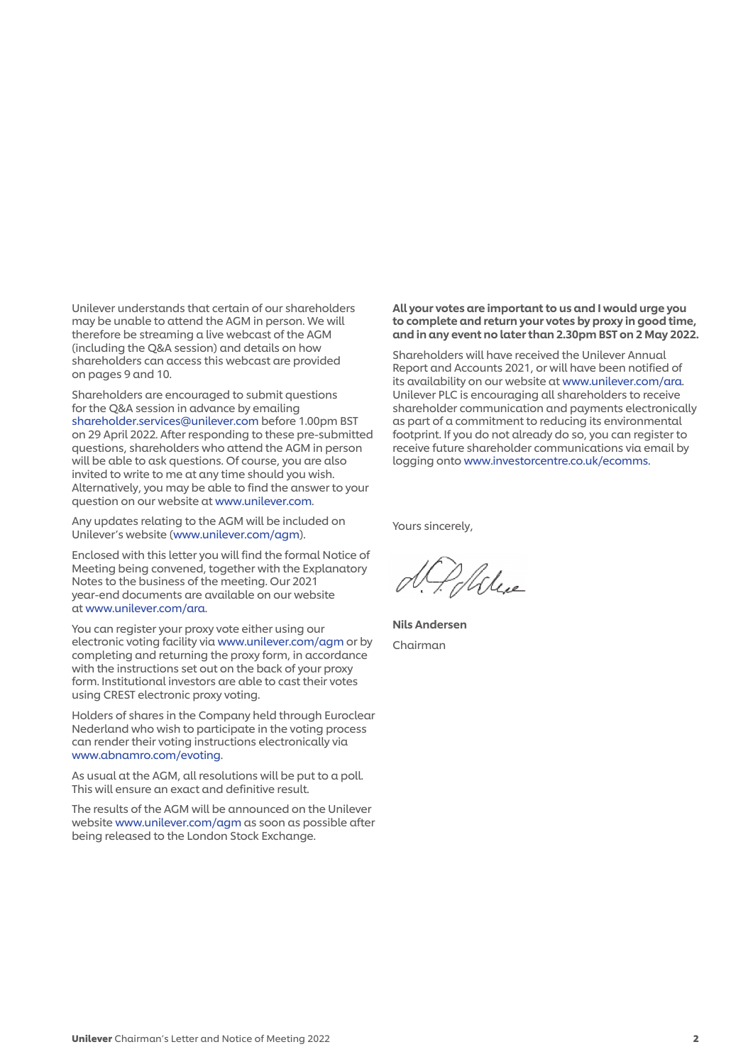Unilever understands that certain of our shareholders may be unable to attend the AGM in person. We will therefore be streaming a live webcast of the AGM (including the Q&A session) and details on how shareholders can access this webcast are provided on pages 9 and 10.

Shareholders are encouraged to submit questions for the Q&A session in advance by emailing shareholder.services@unilever.com before 1.00pm BST on 29 April 2022. After responding to these pre-submitted questions, shareholders who attend the AGM in person will be able to ask questions. Of course, you are also invited to write to me at any time should you wish. Alternatively, you may be able to find the answer to your question on our website at www.unilever.com.

Any updates relating to the AGM will be included on Unilever's website (www.unilever.com/agm).

Enclosed with this letter you will find the formal Notice of Meeting being convened, together with the Explanatory Notes to the business of the meeting. Our 2021 year-end documents are available on our website at www.unilever.com/ara.

You can register your proxy vote either using our electronic voting facility via www.unilever.com/agm or by completing and returning the proxy form, in accordance with the instructions set out on the back of your proxy form. Institutional investors are able to cast their votes using CREST electronic proxy voting.

Holders of shares in the Company held through Euroclear Nederland who wish to participate in the voting process can render their voting instructions electronically via www.abnamro.com/evoting.

As usual at the AGM, all resolutions will be put to a poll. This will ensure an exact and definitive result.

The results of the AGM will be announced on the Unilever website www.unilever.com/agm as soon as possible after being released to the London Stock Exchange.

**All your votes are important to us and I would urge you to complete and return your votes by proxy in good time, and in any event no later than 2.30pm BST on 2 May 2022.**

Shareholders will have received the Unilever Annual Report and Accounts 2021, or will have been notified of its availability on our website at www.unilever.com/ara. Unilever PLC is encouraging all shareholders to receive shareholder communication and payments electronically as part of a commitment to reducing its environmental footprint. If you do not already do so, you can register to receive future shareholder communications via email by logging onto www.investorcentre.co.uk/ecomms.

Yours sincerely,

**Nils Andersen**

Chairman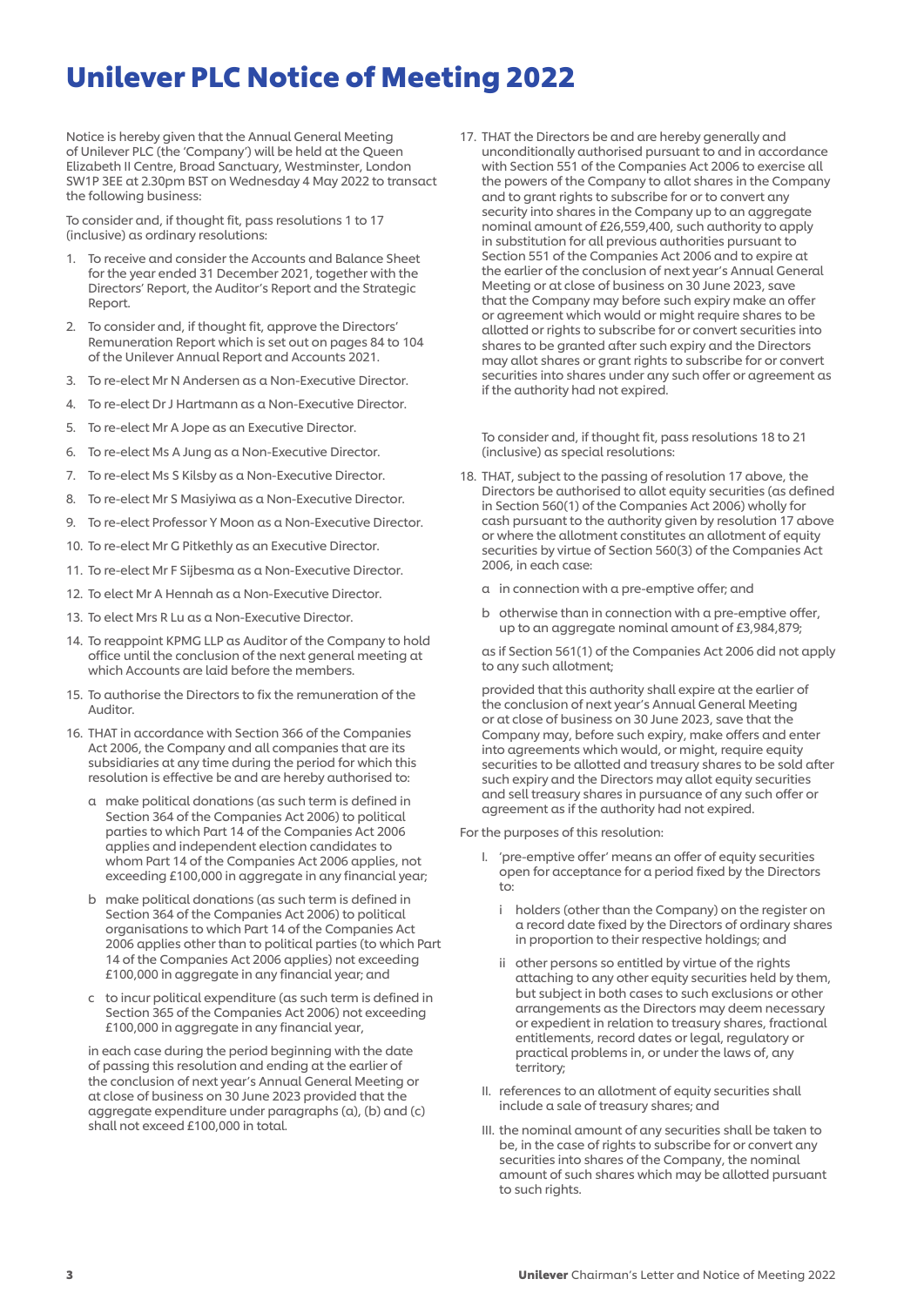# Unilever PLC Notice of Meeting 2022

Notice is hereby given that the Annual General Meeting of Unilever PLC (the 'Company') will be held at the Queen Elizabeth II Centre, Broad Sanctuary, Westminster, London SW1P 3EE at 2.30pm BST on Wednesday 4 May 2022 to transact the following business:

To consider and, if thought fit, pass resolutions 1 to 17 (inclusive) as ordinary resolutions:

1. To receive and consider the Accounts and Balance Sheet for the year ended 31 December 2021, together with the Directors' Report, the Auditor's Report and the Strategic Report.
2. To consider and, if thought fit, approve the Directors' Remuneration Report which is set out on pages 84 to 104 of the Unilever Annual Report and Accounts 2021.
3. To re-elect Mr N Andersen as a Non-Executive Director.
4. To re-elect Dr J Hartmann as a Non-Executive Director.
5. To re-elect Mr A Jope as an Executive Director.
6. To re-elect Ms A Jung as a Non-Executive Director.
7. To re-elect Ms S Kilsby as a Non-Executive Director.
8. To re-elect Mr S Masiyiwa as a Non-Executive Director.
9. To re-elect Professor Y Moon as a Non-Executive Director.
10. To re-elect Mr G Pitkethly as an Executive Director.
11. To re-elect Mr F Sijbesma as a Non-Executive Director.
12. To elect Mr A Hennah as a Non-Executive Director.
13. To elect Mrs R Lu as a Non-Executive Director.
14. To reappoint KPMG LLP as Auditor of the Company to hold office until the conclusion of the next general meeting at which Accounts are laid before the members.
15. To authorise the Directors to fix the remuneration of the Auditor.
16. THAT in accordance with Section 366 of the Companies Act 2006, the Company and all companies that are its subsidiaries at any time during the period for which this resolution is effective be and are hereby authorised to:

    a make political donations (as such term is defined in Section 364 of the Companies Act 2006) to political parties to which Part 14 of the Companies Act 2006 applies and independent election candidates to whom Part 14 of the Companies Act 2006 applies, not exceeding £100,000 in aggregate in any financial year;

    b make political donations (as such term is defined in Section 364 of the Companies Act 2006) to political organisations to which Part 14 of the Companies Act 2006 applies other than to political parties (to which Part 14 of the Companies Act 2006 applies) not exceeding £100,000 in aggregate in any financial year; and

    c to incur political expenditure (as such term is defined in Section 365 of the Companies Act 2006) not exceeding £100,000 in aggregate in any financial year,

    in each case during the period beginning with the date of passing this resolution and ending at the earlier of the conclusion of next year's Annual General Meeting or at close of business on 30 June 2023 provided that the aggregate expenditure under paragraphs (a), (b) and (c) shall not exceed £100,000 in total.

17. THAT the Directors be and are hereby generally and unconditionally authorised pursuant to and in accordance with Section 551 of the Companies Act 2006 to exercise all the powers of the Company to allot shares in the Company and to grant rights to subscribe for or to convert any security into shares in the Company up to an aggregate nominal amount of £26,559,400, such authority to apply in substitution for all previous authorities pursuant to Section 551 of the Companies Act 2006 and to expire at the earlier of the conclusion of next year's Annual General Meeting or at close of business on 30 June 2023, save that the Company may before such expiry make an offer or agreement which would or might require shares to be allotted or rights to subscribe for or convert securities into shares to be granted after such expiry and the Directors may allot shares or grant rights to subscribe for or convert securities into shares under any such offer or agreement as if the authority had not expired.

To consider and, if thought fit, pass resolutions 18 to 21 (inclusive) as special resolutions:

18. THAT, subject to the passing of resolution 17 above, the Directors be authorised to allot equity securities (as defined in Section 560(1) of the Companies Act 2006) wholly for cash pursuant to the authority given by resolution 17 above or where the allotment constitutes an allotment of equity securities by virtue of Section 560(3) of the Companies Act 2006, in each case:

    a in connection with a pre-emptive offer; and

    b otherwise than in connection with a pre-emptive offer, up to an aggregate nominal amount of £3,984,879;

    as if Section 561(1) of the Companies Act 2006 did not apply to any such allotment;

    provided that this authority shall expire at the earlier of the conclusion of next year's Annual General Meeting or at close of business on 30 June 2023, save that the Company may, before such expiry, make offers and enter into agreements which would, or might, require equity securities to be allotted and treasury shares to be sold after such expiry and the Directors may allot equity securities and sell treasury shares in pursuance of any such offer or agreement as if the authority had not expired.

For the purposes of this resolution:

- I. 'pre-emptive offer' means an offer of equity securities open for acceptance for a period fixed by the Directors to:
    - i holders (other than the Company) on the register on a record date fixed by the Directors of ordinary shares in proportion to their respective holdings; and
    - ii other persons so entitled by virtue of the rights attaching to any other equity securities held by them, but subject in both cases to such exclusions or other arrangements as the Directors may deem necessary or expedient in relation to treasury shares, fractional entitlements, record dates or legal, regulatory or practical problems in, or under the laws of, any territory;
- II. references to an allotment of equity securities shall include a sale of treasury shares; and
- III. the nominal amount of any securities shall be taken to be, in the case of rights to subscribe for or convert any securities into shares of the Company, the nominal amount of such shares which may be allotted pursuant to such rights.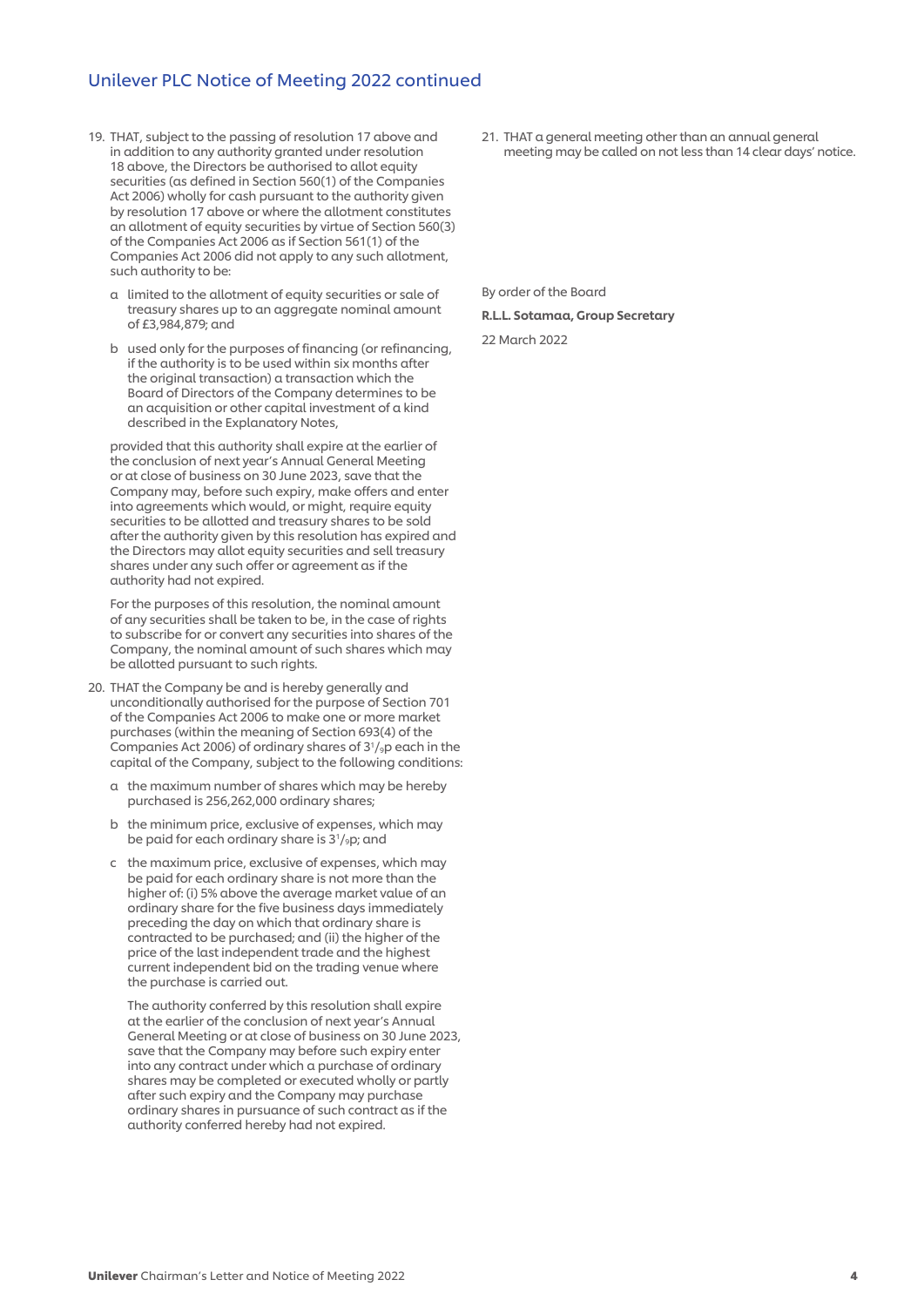19. THAT, subject to the passing of resolution 17 above and in addition to any authority granted under resolution 18 above, the Directors be authorised to allot equity securities (as defined in Section 560(1) of the Companies Act 2006) wholly for cash pursuant to the authority given by resolution 17 above or where the allotment constitutes an allotment of equity securities by virtue of Section 560(3) of the Companies Act 2006 as if Section 561(1) of the Companies Act 2006 did not apply to any such allotment, such authority to be:

    a limited to the allotment of equity securities or sale of treasury shares up to an aggregate nominal amount of £3,984,879; and

    b used only for the purposes of financing (or refinancing, if the authority is to be used within six months after the original transaction) a transaction which the Board of Directors of the Company determines to be an acquisition or other capital investment of a kind described in the Explanatory Notes,

    provided that this authority shall expire at the earlier of the conclusion of next year's Annual General Meeting or at close of business on 30 June 2023, save that the Company may, before such expiry, make offers and enter into agreements which would, or might, require equity securities to be allotted and treasury shares to be sold after the authority given by this resolution has expired and the Directors may allot equity securities and sell treasury shares under any such offer or agreement as if the authority had not expired.

    For the purposes of this resolution, the nominal amount of any securities shall be taken to be, in the case of rights to subscribe for or convert any securities into shares of the Company, the nominal amount of such shares which may be allotted pursuant to such rights.

20. THAT the Company be and is hereby generally and unconditionally authorised for the purpose of Section 701 of the Companies Act 2006 to make one or more market purchases (within the meaning of Section 693(4) of the Companies Act 2006) of ordinary shares of 3$^1/_9$p each in the capital of the Company, subject to the following conditions:

    a the maximum number of shares which may be hereby purchased is 256,262,000 ordinary shares;

    b the minimum price, exclusive of expenses, which may be paid for each ordinary share is 3$^1/_9$p; and

    c the maximum price, exclusive of expenses, which may be paid for each ordinary share is not more than the higher of: (i) 5% above the average market value of an ordinary share for the five business days immediately preceding the day on which that ordinary share is contracted to be purchased; and (ii) the higher of the price of the last independent trade and the highest current independent bid on the trading venue where the purchase is carried out.

    The authority conferred by this resolution shall expire at the earlier of the conclusion of next year's Annual General Meeting or at close of business on 30 June 2023, save that the Company may before such expiry enter into any contract under which a purchase of ordinary shares may be completed or executed wholly or partly after such expiry and the Company may purchase ordinary shares in pursuance of such contract as if the authority conferred hereby had not expired.

21. THAT a general meeting other than an annual general meeting may be called on not less than 14 clear days' notice.

By order of the Board

**R.L.L. Sotamaa, Group Secretary**

22 March 2022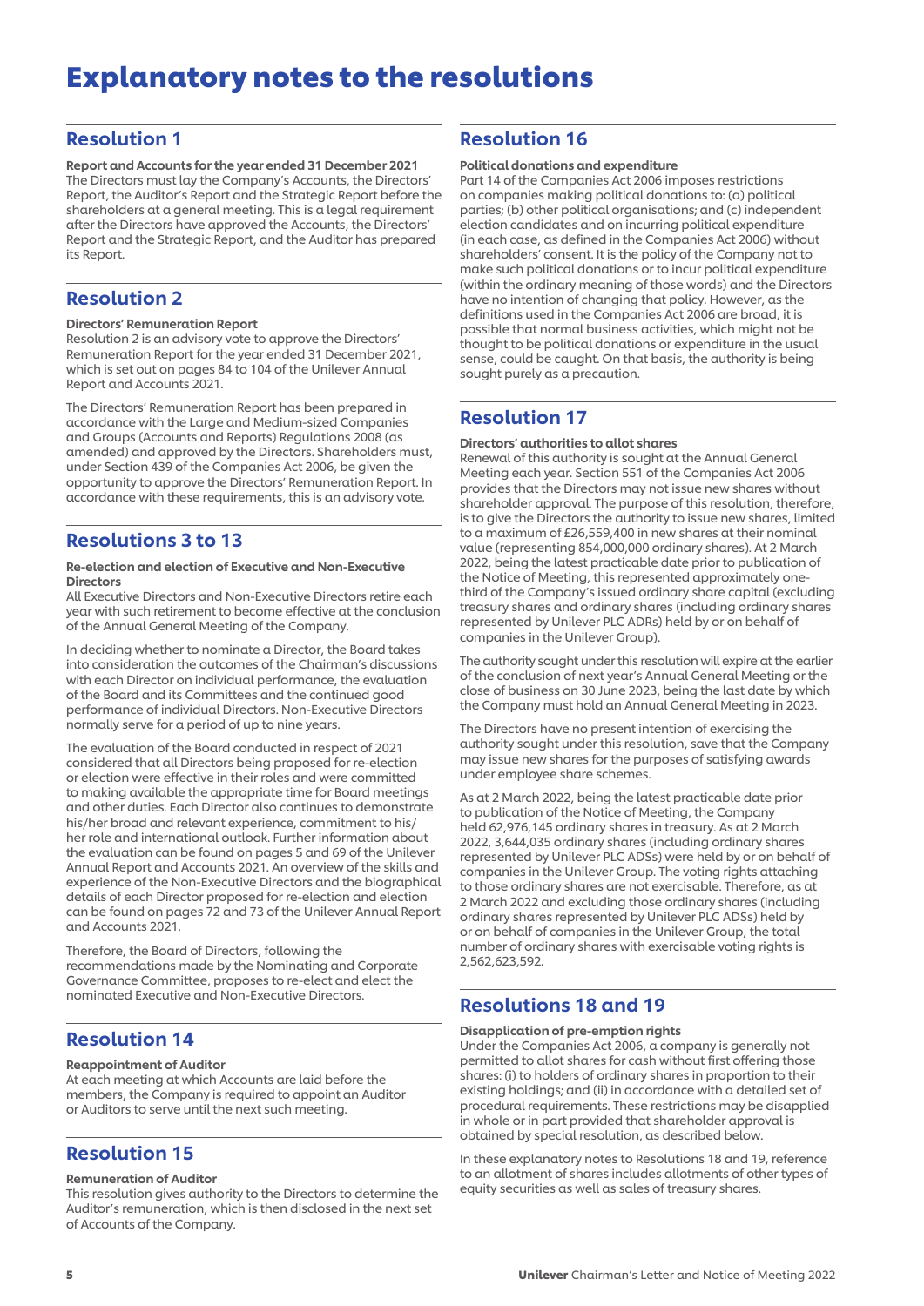# Explanatory notes to the resolutions

## Resolution 1

**Report and Accounts for the year ended 31 December 2021**
The Directors must lay the Company's Accounts, the Directors' Report, the Auditor's Report and the Strategic Report before the shareholders at a general meeting. This is a legal requirement after the Directors have approved the Accounts, the Directors' Report and the Strategic Report, and the Auditor has prepared its Report.

## Resolution 2

**Directors' Remuneration Report**
Resolution 2 is an advisory vote to approve the Directors' Remuneration Report for the year ended 31 December 2021, which is set out on pages 84 to 104 of the Unilever Annual Report and Accounts 2021.

The Directors' Remuneration Report has been prepared in accordance with the Large and Medium-sized Companies and Groups (Accounts and Reports) Regulations 2008 (as amended) and approved by the Directors. Shareholders must, under Section 439 of the Companies Act 2006, be given the opportunity to approve the Directors' Remuneration Report. In accordance with these requirements, this is an advisory vote.

## Resolutions 3 to 13

**Re-election and election of Executive and Non-Executive Directors**
All Executive Directors and Non-Executive Directors retire each year with such retirement to become effective at the conclusion of the Annual General Meeting of the Company.

In deciding whether to nominate a Director, the Board takes into consideration the outcomes of the Chairman's discussions with each Director on individual performance, the evaluation of the Board and its Committees and the continued good performance of individual Directors. Non-Executive Directors normally serve for a period of up to nine years.

The evaluation of the Board conducted in respect of 2021 considered that all Directors being proposed for re-election or election were effective in their roles and were committed to making available the appropriate time for Board meetings and other duties. Each Director also continues to demonstrate his/her broad and relevant experience, commitment to his/her role and international outlook. Further information about the evaluation can be found on pages 5 and 69 of the Unilever Annual Report and Accounts 2021. An overview of the skills and experience of the Non-Executive Directors and the biographical details of each Director proposed for re-election and election can be found on pages 72 and 73 of the Unilever Annual Report and Accounts 2021.

Therefore, the Board of Directors, following the recommendations made by the Nominating and Corporate Governance Committee, proposes to re-elect and elect the nominated Executive and Non-Executive Directors.

## Resolution 14

**Reappointment of Auditor**
At each meeting at which Accounts are laid before the members, the Company is required to appoint an Auditor or Auditors to serve until the next such meeting.

## Resolution 15

**Remuneration of Auditor**
This resolution gives authority to the Directors to determine the Auditor's remuneration, which is then disclosed in the next set of Accounts of the Company.

## Resolution 16

**Political donations and expenditure**
Part 14 of the Companies Act 2006 imposes restrictions on companies making political donations to: (a) political parties; (b) other political organisations; and (c) independent election candidates and on incurring political expenditure (in each case, as defined in the Companies Act 2006) without shareholders' consent. It is the policy of the Company not to make such political donations or to incur political expenditure (within the ordinary meaning of those words) and the Directors have no intention of changing that policy. However, as the definitions used in the Companies Act 2006 are broad, it is possible that normal business activities, which might not be thought to be political donations or expenditure in the usual sense, could be caught. On that basis, the authority is being sought purely as a precaution.

## Resolution 17

**Directors' authorities to allot shares**
Renewal of this authority is sought at the Annual General Meeting each year. Section 551 of the Companies Act 2006 provides that the Directors may not issue new shares without shareholder approval. The purpose of this resolution, therefore, is to give the Directors the authority to issue new shares, limited to a maximum of £26,559,400 in new shares at their nominal value (representing 854,000,000 ordinary shares). At 2 March 2022, being the latest practicable date prior to publication of the Notice of Meeting, this represented approximately one-third of the Company's issued ordinary share capital (excluding treasury shares and ordinary shares (including ordinary shares represented by Unilever PLC ADRs) held by or on behalf of companies in the Unilever Group).

The authority sought under this resolution will expire at the earlier of the conclusion of next year's Annual General Meeting or the close of business on 30 June 2023, being the last date by which the Company must hold an Annual General Meeting in 2023.

The Directors have no present intention of exercising the authority sought under this resolution, save that the Company may issue new shares for the purposes of satisfying awards under employee share schemes.

As at 2 March 2022, being the latest practicable date prior to publication of the Notice of Meeting, the Company held 62,976,145 ordinary shares in treasury. As at 2 March 2022, 3,644,035 ordinary shares (including ordinary shares represented by Unilever PLC ADSs) were held by or on behalf of companies in the Unilever Group. The voting rights attaching to those ordinary shares are not exercisable. Therefore, as at 2 March 2022 and excluding those ordinary shares (including ordinary shares represented by Unilever PLC ADSs) held by or on behalf of companies in the Unilever Group, the total number of ordinary shares with exercisable voting rights is 2,562,623,592.

## Resolutions 18 and 19

**Disapplication of pre-emption rights**
Under the Companies Act 2006, a company is generally not permitted to allot shares for cash without first offering those shares: (i) to holders of ordinary shares in proportion to their existing holdings; and (ii) in accordance with a detailed set of procedural requirements. These restrictions may be disapplied in whole or in part provided that shareholder approval is obtained by special resolution, as described below.

In these explanatory notes to Resolutions 18 and 19, reference to an allotment of shares includes allotments of other types of equity securities as well as sales of treasury shares.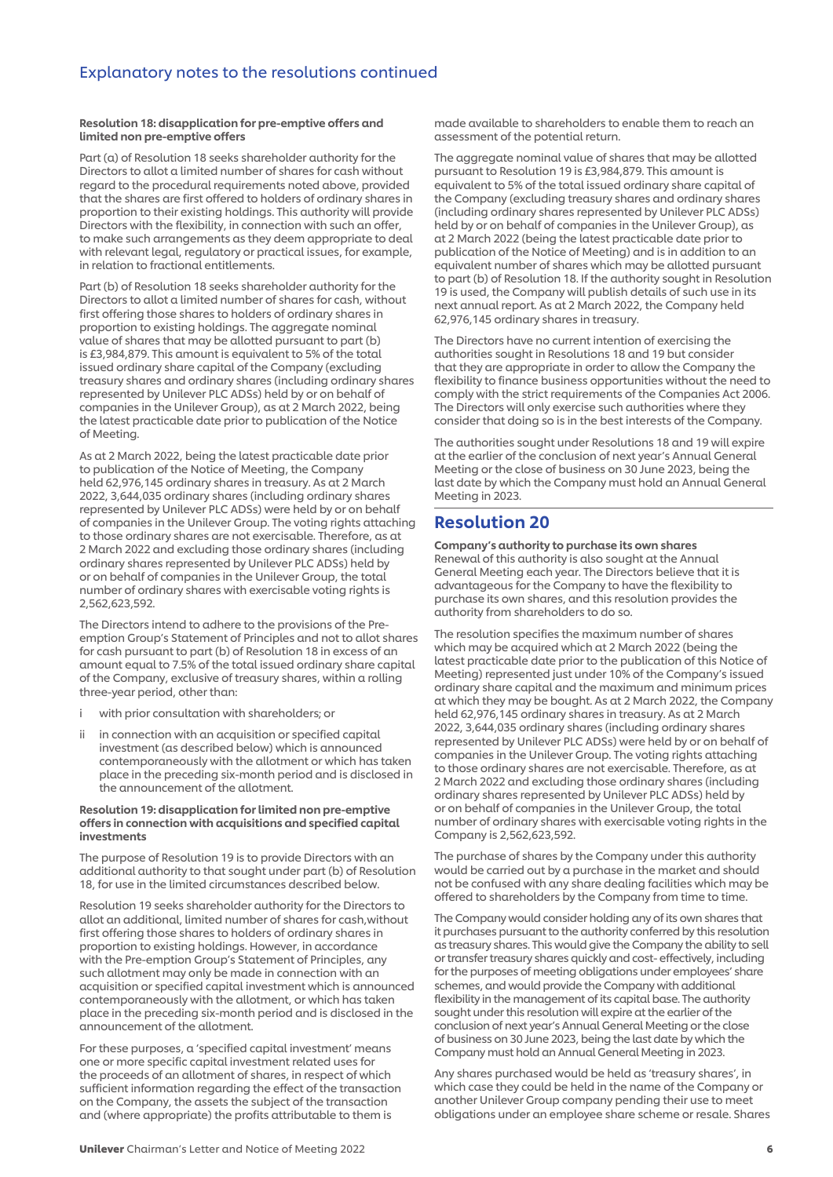## Explanatory notes to the resolutions continued

**Resolution 18: disapplication for pre-emptive offers and limited non pre-emptive offers**

Part (a) of Resolution 18 seeks shareholder authority for the Directors to allot a limited number of shares for cash without regard to the procedural requirements noted above, provided that the shares are first offered to holders of ordinary shares in proportion to their existing holdings. This authority will provide Directors with the flexibility, in connection with such an offer, to make such arrangements as they deem appropriate to deal with relevant legal, regulatory or practical issues, for example, in relation to fractional entitlements.

Part (b) of Resolution 18 seeks shareholder authority for the Directors to allot a limited number of shares for cash, without first offering those shares to holders of ordinary shares in proportion to existing holdings. The aggregate nominal value of shares that may be allotted pursuant to part (b) is £3,984,879. This amount is equivalent to 5% of the total issued ordinary share capital of the Company (excluding treasury shares and ordinary shares (including ordinary shares represented by Unilever PLC ADSs) held by or on behalf of companies in the Unilever Group), as at 2 March 2022, being the latest practicable date prior to publication of the Notice of Meeting.

As at 2 March 2022, being the latest practicable date prior to publication of the Notice of Meeting, the Company held 62,976,145 ordinary shares in treasury. As at 2 March 2022, 3,644,035 ordinary shares (including ordinary shares represented by Unilever PLC ADSs) were held by or on behalf of companies in the Unilever Group. The voting rights attaching to those ordinary shares are not exercisable. Therefore, as at 2 March 2022 and excluding those ordinary shares (including ordinary shares represented by Unilever PLC ADSs) held by or on behalf of companies in the Unilever Group, the total number of ordinary shares with exercisable voting rights is 2,562,623,592.

The Directors intend to adhere to the provisions of the Pre-emption Group's Statement of Principles and not to allot shares for cash pursuant to part (b) of Resolution 18 in excess of an amount equal to 7.5% of the total issued ordinary share capital of the Company, exclusive of treasury shares, within a rolling three-year period, other than:

i with prior consultation with shareholders; or

ii in connection with an acquisition or specified capital investment (as described below) which is announced contemporaneously with the allotment or which has taken place in the preceding six-month period and is disclosed in the announcement of the allotment.

**Resolution 19: disapplication for limited non pre-emptive offers in connection with acquisitions and specified capital investments**

The purpose of Resolution 19 is to provide Directors with an additional authority to that sought under part (b) of Resolution 18, for use in the limited circumstances described below.

Resolution 19 seeks shareholder authority for the Directors to allot an additional, limited number of shares for cash, without first offering those shares to holders of ordinary shares in proportion to existing holdings. However, in accordance with the Pre-emption Group's Statement of Principles, any such allotment may only be made in connection with an acquisition or specified capital investment which is announced contemporaneously with the allotment, or which has taken place in the preceding six-month period and is disclosed in the announcement of the allotment.

For these purposes, a 'specified capital investment' means one or more specific capital investment related uses for the proceeds of an allotment of shares, in respect of which sufficient information regarding the effect of the transaction on the Company, the assets the subject of the transaction and (where appropriate) the profits attributable to them is made available to shareholders to enable them to reach an assessment of the potential return.

The aggregate nominal value of shares that may be allotted pursuant to Resolution 19 is £3,984,879. This amount is equivalent to 5% of the total issued ordinary share capital of the Company (excluding treasury shares and ordinary shares (including ordinary shares represented by Unilever PLC ADSs) held by or on behalf of companies in the Unilever Group), as at 2 March 2022 (being the latest practicable date prior to publication of the Notice of Meeting) and is in addition to an equivalent number of shares which may be allotted pursuant to part (b) of Resolution 18. If the authority sought in Resolution 19 is used, the Company will publish details of such use in its next annual report. As at 2 March 2022, the Company held 62,976,145 ordinary shares in treasury.

The Directors have no current intention of exercising the authorities sought in Resolutions 18 and 19 but consider that they are appropriate in order to allow the Company the flexibility to finance business opportunities without the need to comply with the strict requirements of the Companies Act 2006. The Directors will only exercise such authorities where they consider that doing so is in the best interests of the Company.

The authorities sought under Resolutions 18 and 19 will expire at the earlier of the conclusion of next year's Annual General Meeting or the close of business on 30 June 2023, being the last date by which the Company must hold an Annual General Meeting in 2023.

## Resolution 20

**Company's authority to purchase its own shares**
Renewal of this authority is also sought at the Annual General Meeting each year. The Directors believe that it is advantageous for the Company to have the flexibility to purchase its own shares, and this resolution provides the authority from shareholders to do so.

The resolution specifies the maximum number of shares which may be acquired which at 2 March 2022 (being the latest practicable date prior to the publication of this Notice of Meeting) represented just under 10% of the Company's issued ordinary share capital and the maximum and minimum prices at which they may be bought. As at 2 March 2022, the Company held 62,976,145 ordinary shares in treasury. As at 2 March 2022, 3,644,035 ordinary shares (including ordinary shares represented by Unilever PLC ADSs) were held by or on behalf of companies in the Unilever Group. The voting rights attaching to those ordinary shares are not exercisable. Therefore, as at 2 March 2022 and excluding those ordinary shares (including ordinary shares represented by Unilever PLC ADSs) held by or on behalf of companies in the Unilever Group, the total number of ordinary shares with exercisable voting rights in the Company is 2,562,623,592.

The purchase of shares by the Company under this authority would be carried out by a purchase in the market and should not be confused with any share dealing facilities which may be offered to shareholders by the Company from time to time.

The Company would consider holding any of its own shares that it purchases pursuant to the authority conferred by this resolution as treasury shares. This would give the Company the ability to sell or transfer treasury shares quickly and cost- effectively, including for the purposes of meeting obligations under employees' share schemes, and would provide the Company with additional flexibility in the management of its capital base. The authority sought under this resolution will expire at the earlier of the conclusion of next year's Annual General Meeting or the close of business on 30 June 2023, being the last date by which the Company must hold an Annual General Meeting in 2023.

Any shares purchased would be held as 'treasury shares', in which case they could be held in the name of the Company or another Unilever Group company pending their use to meet obligations under an employee share scheme or resale. Shares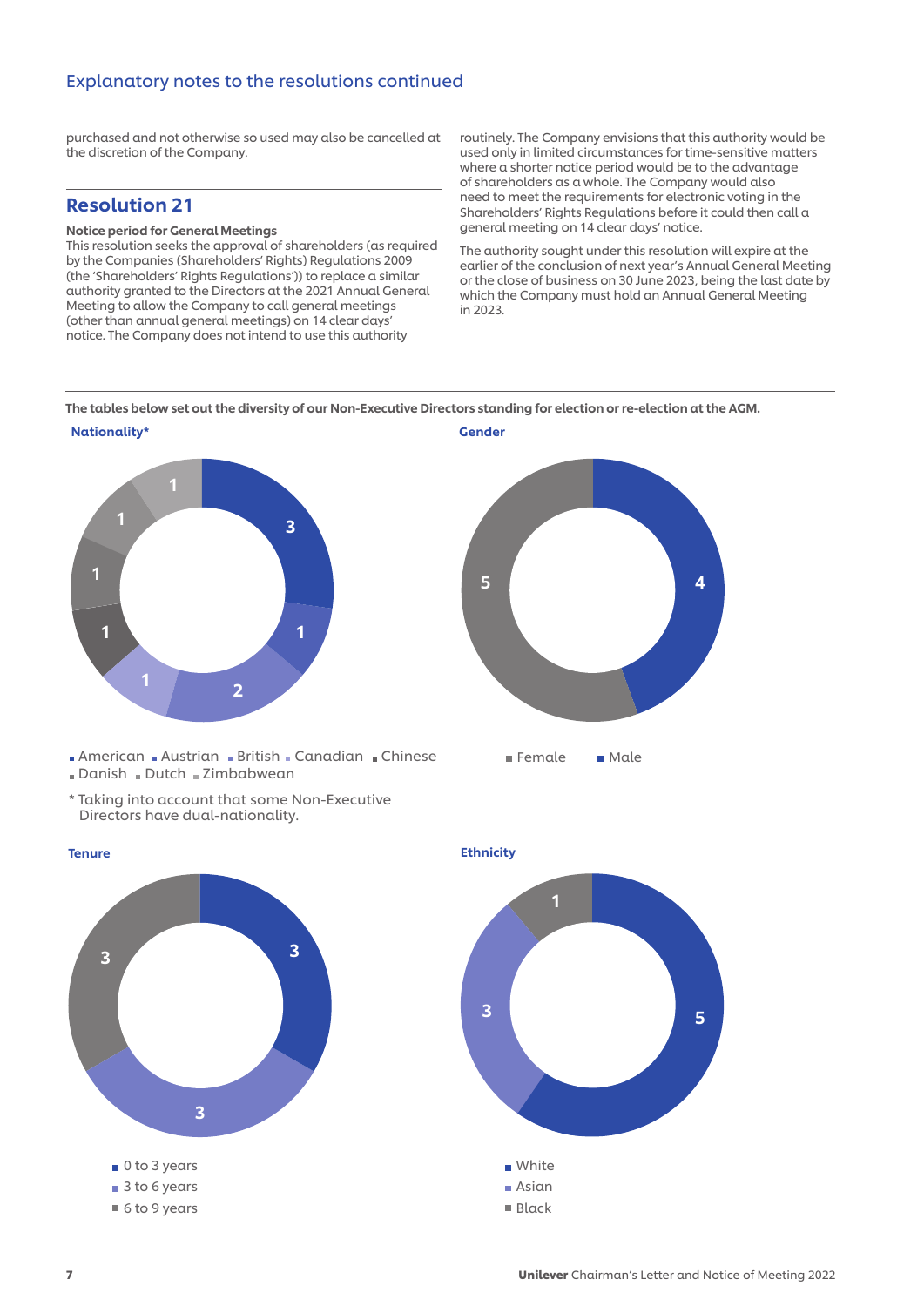## Explanatory notes to the resolutions continued

purchased and not otherwise so used may also be cancelled at the discretion of the Company.

## Resolution 21

**Notice period for General Meetings**

This resolution seeks the approval of shareholders (as required by the Companies (Shareholders' Rights) Regulations 2009 (the 'Shareholders' Rights Regulations')) to replace a similar authority granted to the Directors at the 2021 Annual General Meeting to allow the Company to call general meetings (other than annual general meetings) on 14 clear days' notice. The Company does not intend to use this authority routinely. The Company envisions that this authority would be used only in limited circumstances for time-sensitive matters where a shorter notice period would be to the advantage of shareholders as a whole. The Company would also need to meet the requirements for electronic voting in the Shareholders' Rights Regulations before it could then call a general meeting on 14 clear days' notice.

The authority sought under this resolution will expire at the earlier of the conclusion of next year's Annual General Meeting or the close of business on 30 June 2023, being the last date by which the Company must hold an Annual General Meeting in 2023.

**The tables below set out the diversity of our Non-Executive Directors standing for election or re-election at the AGM.**

**Nationality***

| Nationality | Number |
|---|---|
| American | 3 |
| Austrian | 1 |
| British | 2 |
| Canadian | 1 |
| Chinese | 1 |
| Danish | 1 |
| Dutch | 1 |
| Zimbabwean | 1 |

* Taking into account that some Non-Executive Directors have dual-nationality.

**Gender**

| Gender | Number |
|---|---|
| Female | 5 |
| Male | 4 |

**Tenure**

| Tenure | Number |
|---|---|
| 0 to 3 years | 3 |
| 3 to 6 years | 3 |
| 6 to 9 years | 3 |

**Ethnicity**

| Ethnicity | Number |
|---|---|
| White | 5 |
| Asian | 3 |
| Black | 1 |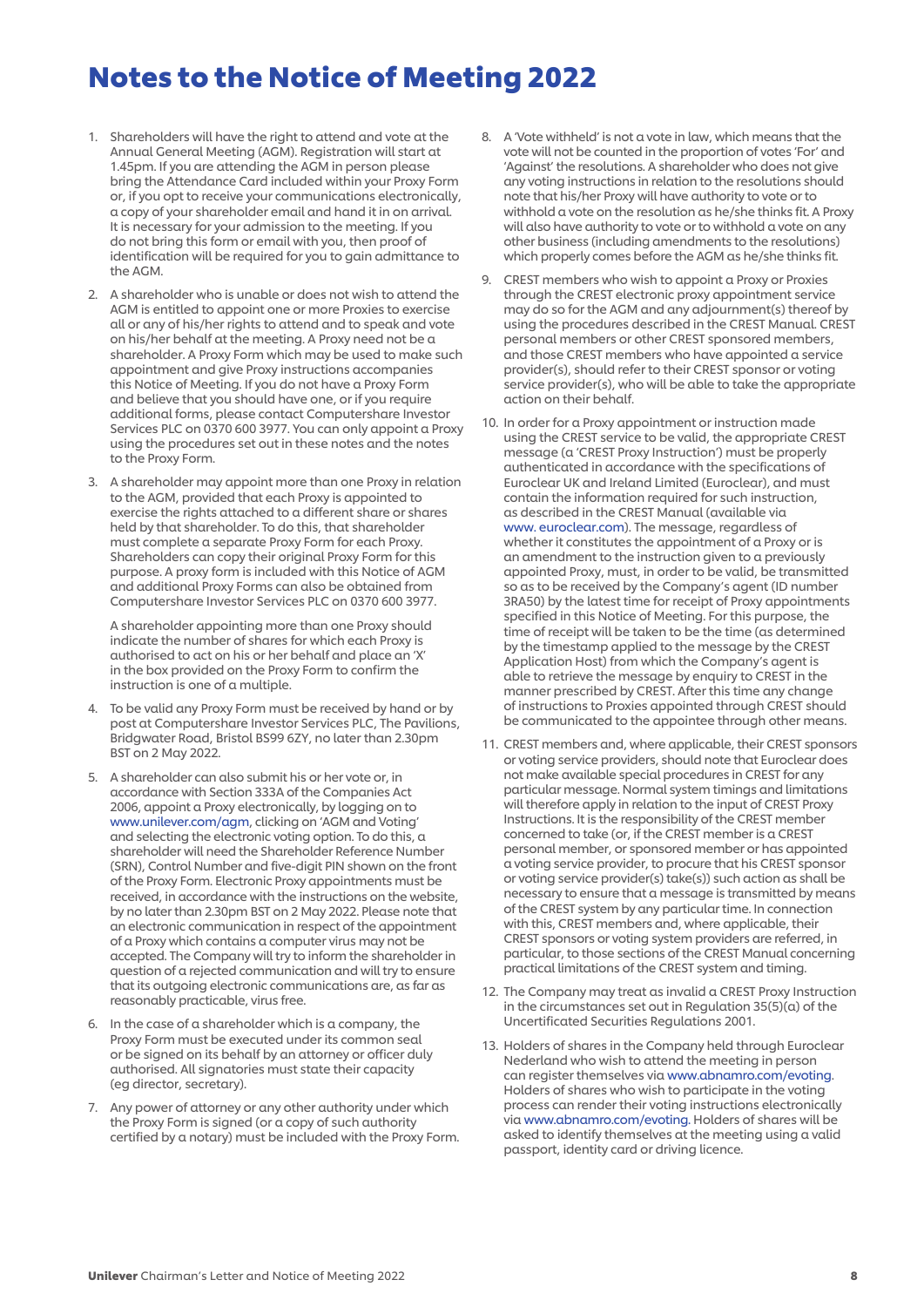# Notes to the Notice of Meeting 2022

1. Shareholders will have the right to attend and vote at the Annual General Meeting (AGM). Registration will start at 1.45pm. If you are attending the AGM in person please bring the Attendance Card included within your Proxy Form or, if you opt to receive your communications electronically, a copy of your shareholder email and hand it in on arrival. It is necessary for your admission to the meeting. If you do not bring this form or email with you, then proof of identification will be required for you to gain admittance to the AGM.

2. A shareholder who is unable or does not wish to attend the AGM is entitled to appoint one or more Proxies to exercise all or any of his/her rights to attend and to speak and vote on his/her behalf at the meeting. A Proxy need not be a shareholder. A Proxy Form which may be used to make such appointment and give Proxy instructions accompanies this Notice of Meeting. If you do not have a Proxy Form and believe that you should have one, or if you require additional forms, please contact Computershare Investor Services PLC on 0370 600 3977. You can only appoint a Proxy using the procedures set out in these notes and the notes to the Proxy Form.

3. A shareholder may appoint more than one Proxy in relation to the AGM, provided that each Proxy is appointed to exercise the rights attached to a different share or shares held by that shareholder. To do this, that shareholder must complete a separate Proxy Form for each Proxy. Shareholders can copy their original Proxy Form for this purpose. A proxy form is included with this Notice of AGM and additional Proxy Forms can also be obtained from Computershare Investor Services PLC on 0370 600 3977.

   A shareholder appointing more than one Proxy should indicate the number of shares for which each Proxy is authorised to act on his or her behalf and place an 'X' in the box provided on the Proxy Form to confirm the instruction is one of a multiple.

4. To be valid any Proxy Form must be received by hand or by post at Computershare Investor Services PLC, The Pavilions, Bridgwater Road, Bristol BS99 6ZY, no later than 2.30pm BST on 2 May 2022.

5. A shareholder can also submit his or her vote or, in accordance with Section 333A of the Companies Act 2006, appoint a Proxy electronically, by logging on to www.unilever.com/agm, clicking on 'AGM and Voting' and selecting the electronic voting option. To do this, a shareholder will need the Shareholder Reference Number (SRN), Control Number and five-digit PIN shown on the front of the Proxy Form. Electronic Proxy appointments must be received, in accordance with the instructions on the website, by no later than 2.30pm BST on 2 May 2022. Please note that an electronic communication in respect of the appointment of a Proxy which contains a computer virus may not be accepted. The Company will try to inform the shareholder in question of a rejected communication and will try to ensure that its outgoing electronic communications are, as far as reasonably practicable, virus free.

6. In the case of a shareholder which is a company, the Proxy Form must be executed under its common seal or be signed on its behalf by an attorney or officer duly authorised. All signatories must state their capacity (eg director, secretary).

7. Any power of attorney or any other authority under which the Proxy Form is signed (or a copy of such authority certified by a notary) must be included with the Proxy Form.

8. A 'Vote withheld' is not a vote in law, which means that the vote will not be counted in the proportion of votes 'For' and 'Against' the resolutions. A shareholder who does not give any voting instructions in relation to the resolutions should note that his/her Proxy will have authority to vote or to withhold a vote on the resolution as he/she thinks fit. A Proxy will also have authority to vote or to withhold a vote on any other business (including amendments to the resolutions) which properly comes before the AGM as he/she thinks fit.

9. CREST members who wish to appoint a Proxy or Proxies through the CREST electronic proxy appointment service may do so for the AGM and any adjournment(s) thereof by using the procedures described in the CREST Manual. CREST personal members or other CREST sponsored members, and those CREST members who have appointed a service provider(s), should refer to their CREST sponsor or voting service provider(s), who will be able to take the appropriate action on their behalf.

10. In order for a Proxy appointment or instruction made using the CREST service to be valid, the appropriate CREST message (a 'CREST Proxy Instruction') must be properly authenticated in accordance with the specifications of Euroclear UK and Ireland Limited (Euroclear), and must contain the information required for such instruction, as described in the CREST Manual (available via www. euroclear.com). The message, regardless of whether it constitutes the appointment of a Proxy or is an amendment to the instruction given to a previously appointed Proxy, must, in order to be valid, be transmitted so as to be received by the Company's agent (ID number 3RA50) by the latest time for receipt of Proxy appointments specified in this Notice of Meeting. For this purpose, the time of receipt will be taken to be the time (as determined by the timestamp applied to the message by the CREST Application Host) from which the Company's agent is able to retrieve the message by enquiry to CREST in the manner prescribed by CREST. After this time any change of instructions to Proxies appointed through CREST should be communicated to the appointee through other means.

11. CREST members and, where applicable, their CREST sponsors or voting service providers, should note that Euroclear does not make available special procedures in CREST for any particular message. Normal system timings and limitations will therefore apply in relation to the input of CREST Proxy Instructions. It is the responsibility of the CREST member concerned to take (or, if the CREST member is a CREST personal member, or sponsored member or has appointed a voting service provider, to procure that his CREST sponsor or voting service provider(s) take(s)) such action as shall be necessary to ensure that a message is transmitted by means of the CREST system by any particular time. In connection with this, CREST members and, where applicable, their CREST sponsors or voting system providers are referred, in particular, to those sections of the CREST Manual concerning practical limitations of the CREST system and timing.

12. The Company may treat as invalid a CREST Proxy Instruction in the circumstances set out in Regulation 35(5)(a) of the Uncertificated Securities Regulations 2001.

13. Holders of shares in the Company held through Euroclear Nederland who wish to attend the meeting in person can register themselves via www.abnamro.com/evoting. Holders of shares who wish to participate in the voting process can render their voting instructions electronically via www.abnamro.com/evoting. Holders of shares will be asked to identify themselves at the meeting using a valid passport, identity card or driving licence.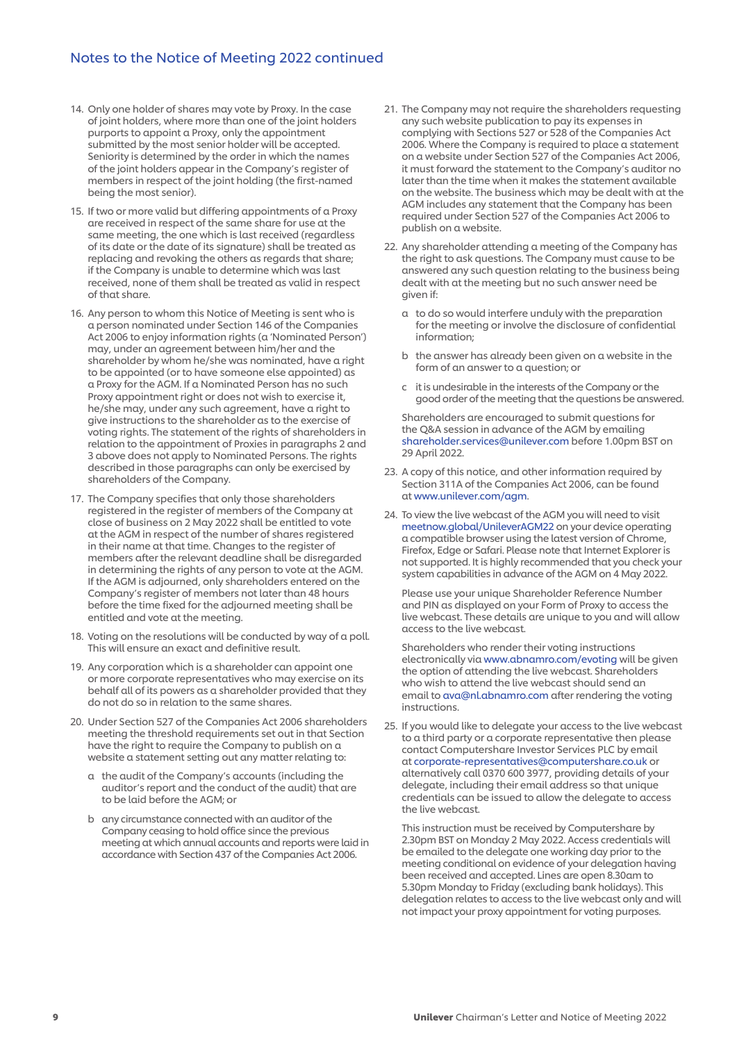## Notes to the Notice of Meeting 2022 continued

14. Only one holder of shares may vote by Proxy. In the case of joint holders, where more than one of the joint holders purports to appoint a Proxy, only the appointment submitted by the most senior holder will be accepted. Seniority is determined by the order in which the names of the joint holders appear in the Company's register of members in respect of the joint holding (the first-named being the most senior).

15. If two or more valid but differing appointments of a Proxy are received in respect of the same share for use at the same meeting, the one which is last received (regardless of its date or the date of its signature) shall be treated as replacing and revoking the others as regards that share; if the Company is unable to determine which was last received, none of them shall be treated as valid in respect of that share.

16. Any person to whom this Notice of Meeting is sent who is a person nominated under Section 146 of the Companies Act 2006 to enjoy information rights (a 'Nominated Person') may, under an agreement between him/her and the shareholder by whom he/she was nominated, have a right to be appointed (or to have someone else appointed) as a Proxy for the AGM. If a Nominated Person has no such Proxy appointment right or does not wish to exercise it, he/she may, under any such agreement, have a right to give instructions to the shareholder as to the exercise of voting rights. The statement of the rights of shareholders in relation to the appointment of Proxies in paragraphs 2 and 3 above does not apply to Nominated Persons. The rights described in those paragraphs can only be exercised by shareholders of the Company.

17. The Company specifies that only those shareholders registered in the register of members of the Company at close of business on 2 May 2022 shall be entitled to vote at the AGM in respect of the number of shares registered in their name at that time. Changes to the register of members after the relevant deadline shall be disregarded in determining the rights of any person to vote at the AGM. If the AGM is adjourned, only shareholders entered on the Company's register of members not later than 48 hours before the time fixed for the adjourned meeting shall be entitled and vote at the meeting.

18. Voting on the resolutions will be conducted by way of a poll. This will ensure an exact and definitive result.

19. Any corporation which is a shareholder can appoint one or more corporate representatives who may exercise on its behalf all of its powers as a shareholder provided that they do not do so in relation to the same shares.

20. Under Section 527 of the Companies Act 2006 shareholders meeting the threshold requirements set out in that Section have the right to require the Company to publish on a website a statement setting out any matter relating to:

    a. the audit of the Company's accounts (including the auditor's report and the conduct of the audit) that are to be laid before the AGM; or

    b. any circumstance connected with an auditor of the Company ceasing to hold office since the previous meeting at which annual accounts and reports were laid in accordance with Section 437 of the Companies Act 2006.

21. The Company may not require the shareholders requesting any such website publication to pay its expenses in complying with Sections 527 or 528 of the Companies Act 2006. Where the Company is required to place a statement on a website under Section 527 of the Companies Act 2006, it must forward the statement to the Company's auditor no later than the time when it makes the statement available on the website. The business which may be dealt with at the AGM includes any statement that the Company has been required under Section 527 of the Companies Act 2006 to publish on a website.

22. Any shareholder attending a meeting of the Company has the right to ask questions. The Company must cause to be answered any such question relating to the business being dealt with at the meeting but no such answer need be given if:

    a. to do so would interfere unduly with the preparation for the meeting or involve the disclosure of confidential information;

    b. the answer has already been given on a website in the form of an answer to a question; or

    c. it is undesirable in the interests of the Company or the good order of the meeting that the questions be answered.

    Shareholders are encouraged to submit questions for the Q&A session in advance of the AGM by emailing shareholder.services@unilever.com before 1.00pm BST on 29 April 2022.

23. A copy of this notice, and other information required by Section 311A of the Companies Act 2006, can be found at www.unilever.com/agm.

24. To view the live webcast of the AGM you will need to visit meetnow.global/UnileverAGM22 on your device operating a compatible browser using the latest version of Chrome, Firefox, Edge or Safari. Please note that Internet Explorer is not supported. It is highly recommended that you check your system capabilities in advance of the AGM on 4 May 2022.

    Please use your unique Shareholder Reference Number and PIN as displayed on your Form of Proxy to access the live webcast. These details are unique to you and will allow access to the live webcast.

    Shareholders who render their voting instructions electronically via www.abnamro.com/evoting will be given the option of attending the live webcast. Shareholders who wish to attend the live webcast should send an email to ava@nl.abnamro.com after rendering the voting instructions.

25. If you would like to delegate your access to the live webcast to a third party or a corporate representative then please contact Computershare Investor Services PLC by email at corporate-representatives@computershare.co.uk or alternatively call 0370 600 3977, providing details of your delegate, including their email address so that unique credentials can be issued to allow the delegate to access the live webcast.

    This instruction must be received by Computershare by 2.30pm BST on Monday 2 May 2022. Access credentials will be emailed to the delegate one working day prior to the meeting conditional on evidence of your delegation having been received and accepted. Lines are open 8.30am to 5.30pm Monday to Friday (excluding bank holidays). This delegation relates to access to the live webcast only and will not impact your proxy appointment for voting purposes.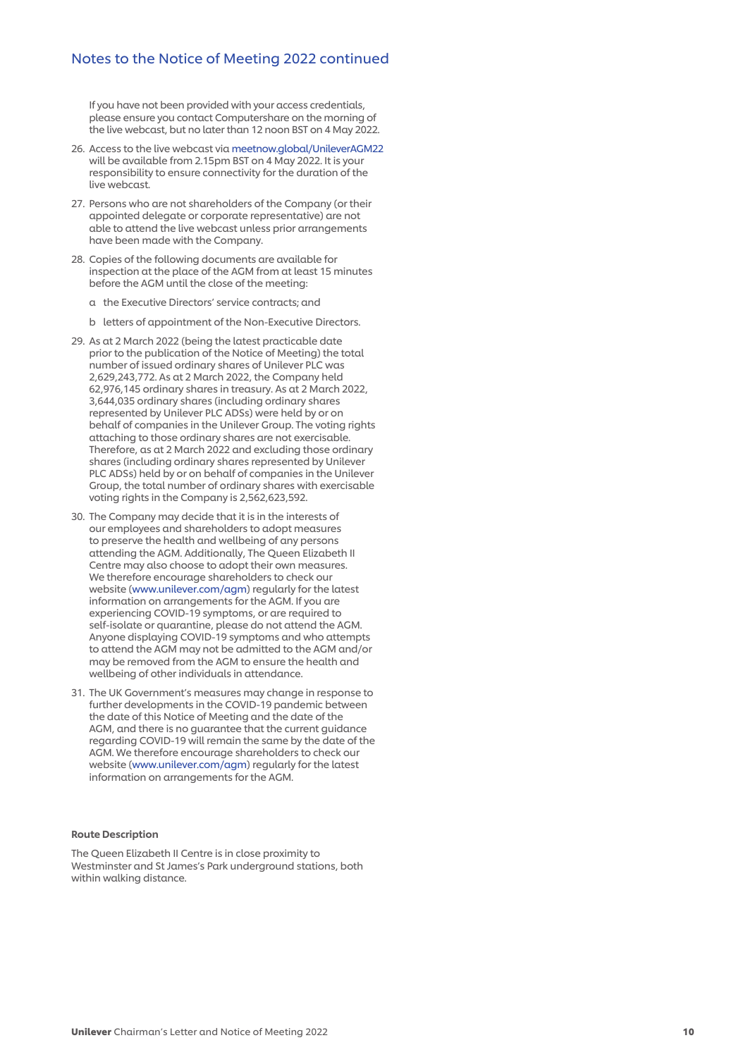## Notes to the Notice of Meeting 2022 continued

If you have not been provided with your access credentials, please ensure you contact Computershare on the morning of the live webcast, but no later than 12 noon BST on 4 May 2022.

26. Access to the live webcast via meetnow.global/UnileverAGM22 will be available from 2.15pm BST on 4 May 2022. It is your responsibility to ensure connectivity for the duration of the live webcast.

27. Persons who are not shareholders of the Company (or their appointed delegate or corporate representative) are not able to attend the live webcast unless prior arrangements have been made with the Company.

28. Copies of the following documents are available for inspection at the place of the AGM from at least 15 minutes before the AGM until the close of the meeting:

    a the Executive Directors' service contracts; and

    b letters of appointment of the Non-Executive Directors.

29. As at 2 March 2022 (being the latest practicable date prior to the publication of the Notice of Meeting) the total number of issued ordinary shares of Unilever PLC was 2,629,243,772. As at 2 March 2022, the Company held 62,976,145 ordinary shares in treasury. As at 2 March 2022, 3,644,035 ordinary shares (including ordinary shares represented by Unilever PLC ADSs) were held by or on behalf of companies in the Unilever Group. The voting rights attaching to those ordinary shares are not exercisable. Therefore, as at 2 March 2022 and excluding those ordinary shares (including ordinary shares represented by Unilever PLC ADSs) held by or on behalf of companies in the Unilever Group, the total number of ordinary shares with exercisable voting rights in the Company is 2,562,623,592.

30. The Company may decide that it is in the interests of our employees and shareholders to adopt measures to preserve the health and wellbeing of any persons attending the AGM. Additionally, The Queen Elizabeth II Centre may also choose to adopt their own measures. We therefore encourage shareholders to check our website (www.unilever.com/agm) regularly for the latest information on arrangements for the AGM. If you are experiencing COVID-19 symptoms, or are required to self-isolate or quarantine, please do not attend the AGM. Anyone displaying COVID-19 symptoms and who attempts to attend the AGM may not be admitted to the AGM and/or may be removed from the AGM to ensure the health and wellbeing of other individuals in attendance.

31. The UK Government's measures may change in response to further developments in the COVID-19 pandemic between the date of this Notice of Meeting and the date of the AGM, and there is no guarantee that the current guidance regarding COVID-19 will remain the same by the date of the AGM. We therefore encourage shareholders to check our website (www.unilever.com/agm) regularly for the latest information on arrangements for the AGM.

**Route Description**

The Queen Elizabeth II Centre is in close proximity to Westminster and St James's Park underground stations, both within walking distance.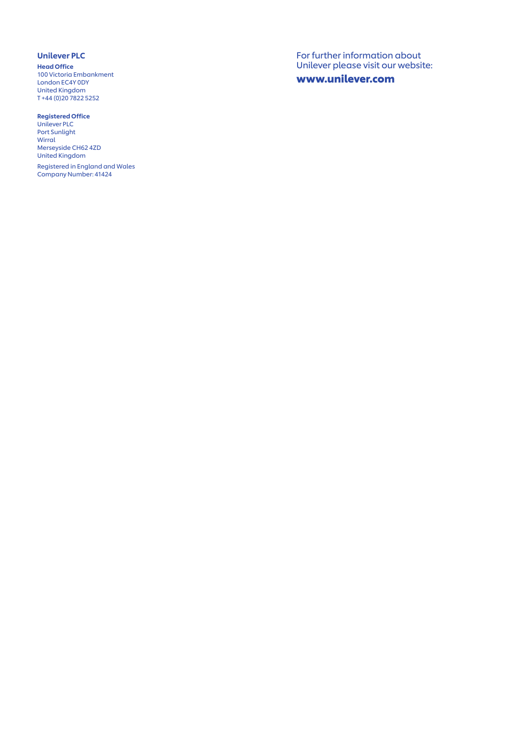**Unilever PLC**

**Head Office**
100 Victoria Embankment
London EC4Y 0DY
United Kingdom
T +44 (0)20 7822 5252

**Registered Office**
Unilever PLC
Port Sunlight
Wirral
Merseyside CH62 4ZD
United Kingdom

Registered in England and Wales
Company Number: 41424

For further information about Unilever please visit our website:

**www.unilever.com**